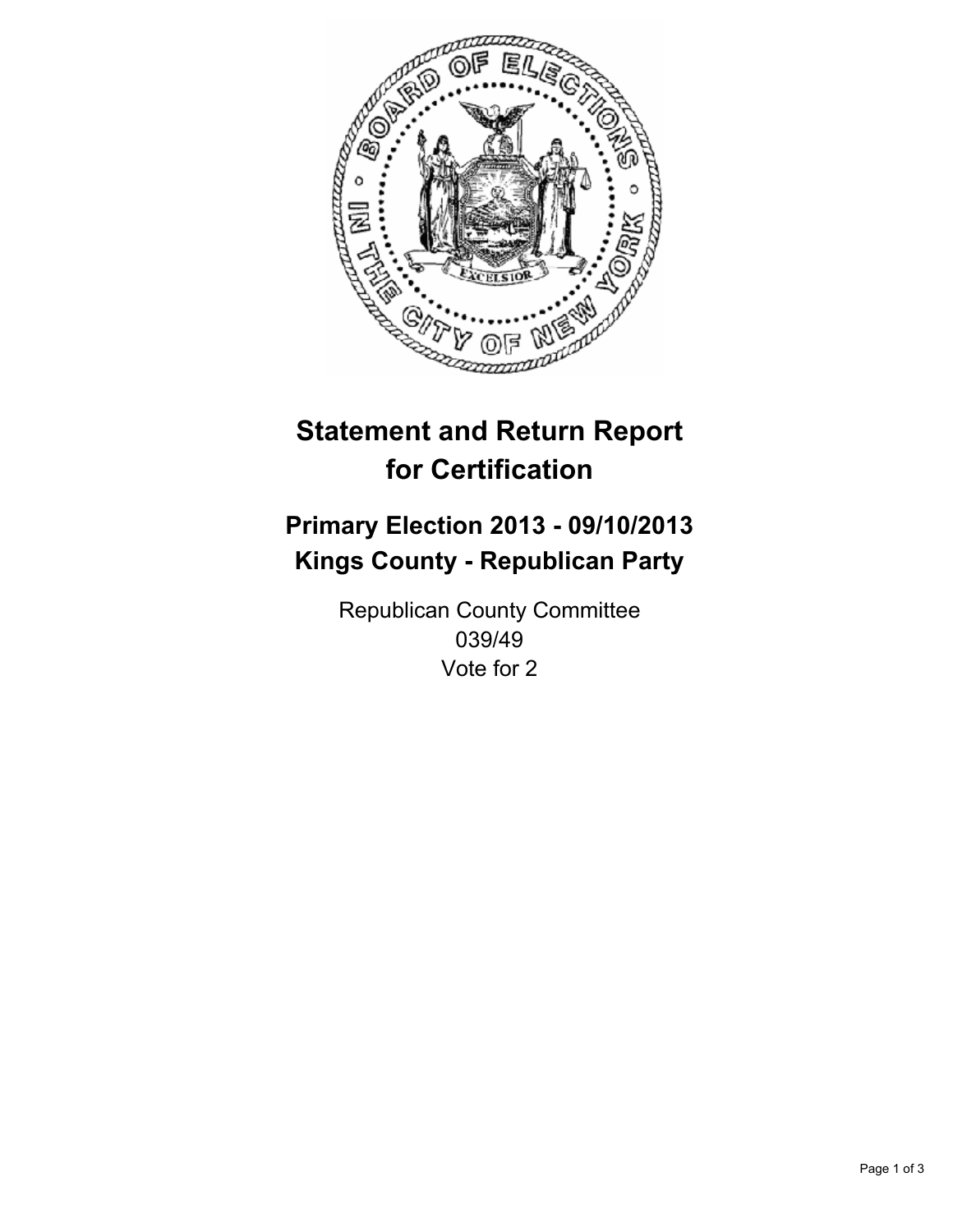# Statement and Return Report for Certification

## Primary Election 2013 - 09/10/2013
## Kings County - Republican Party

Republican County Committee
039/49
Vote for 2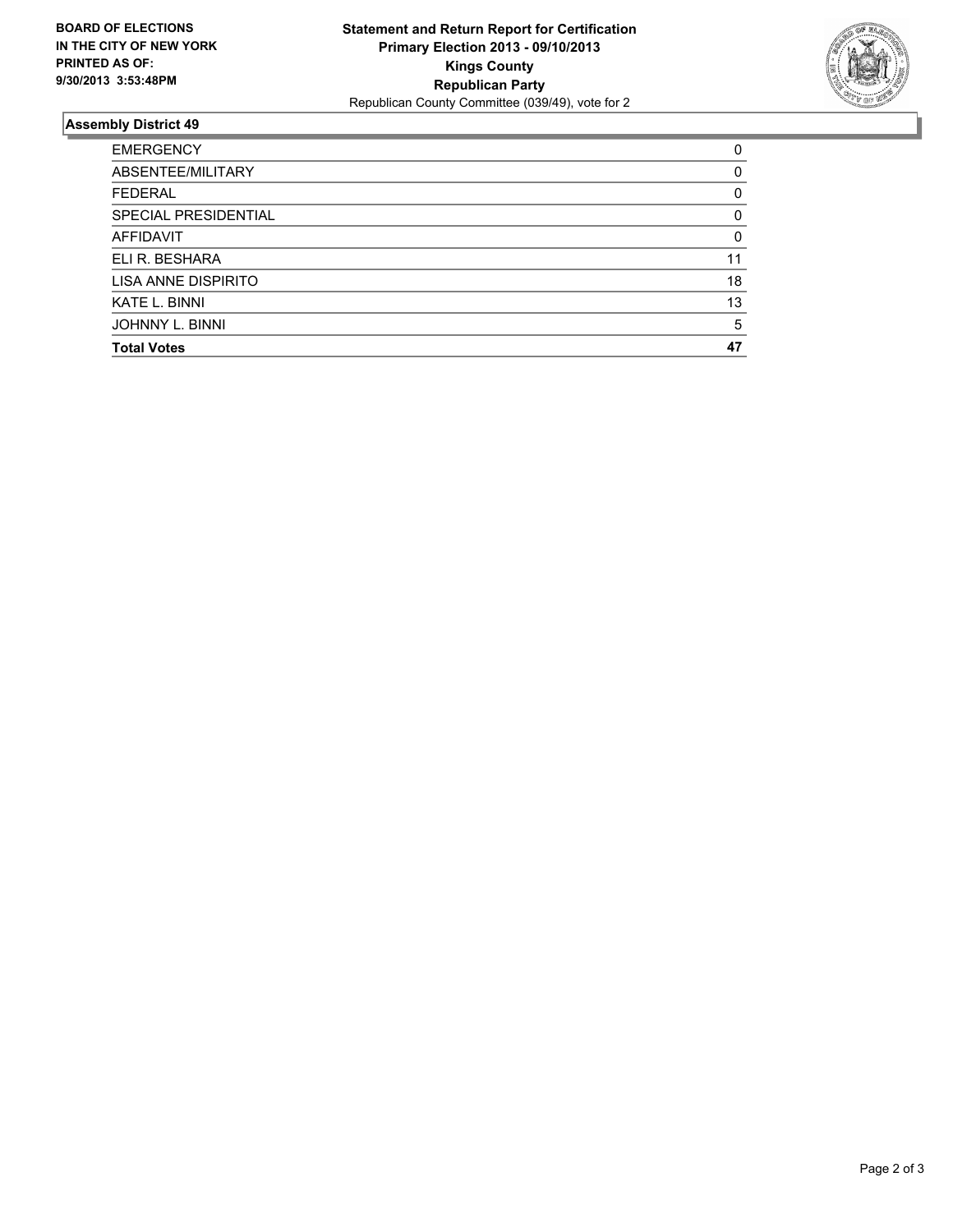**BOARD OF ELECTIONS IN THE CITY OF NEW YORK PRINTED AS OF: 9/30/2013 3:53:48PM**

**Statement and Return Report for Certification**
**Primary Election 2013 - 09/10/2013**
**Kings County**
**Republican Party**
Republican County Committee (039/49), vote for 2

## Assembly District 49

| | |
|---|---|
| EMERGENCY | 0 |
| ABSENTEE/MILITARY | 0 |
| FEDERAL | 0 |
| SPECIAL PRESIDENTIAL | 0 |
| AFFIDAVIT | 0 |
| ELI R. BESHARA | 11 |
| LISA ANNE DISPIRITO | 18 |
| KATE L. BINNI | 13 |
| JOHNNY L. BINNI | 5 |
| **Total Votes** | **47** |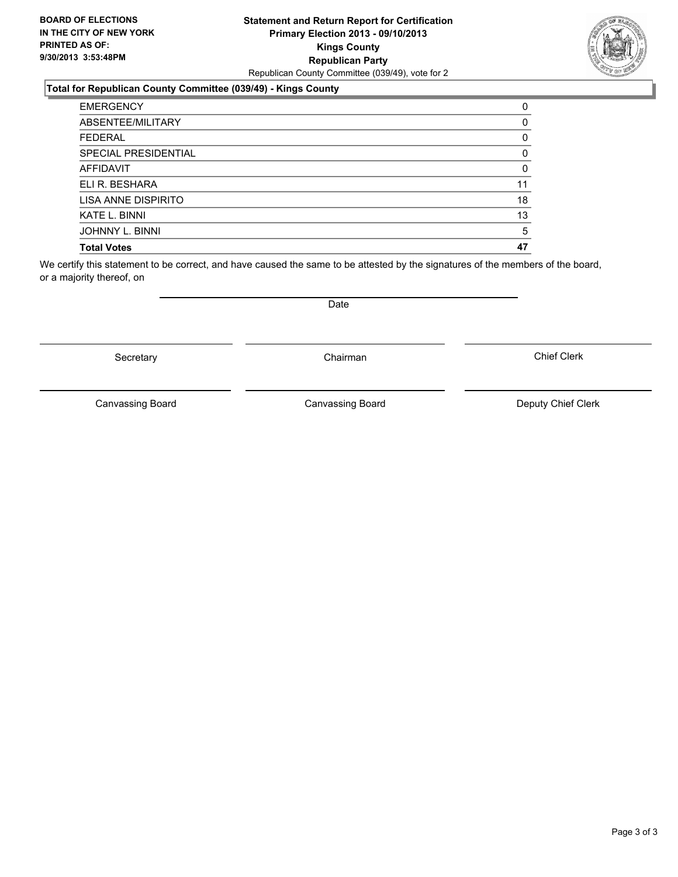**BOARD OF ELECTIONS**
**IN THE CITY OF NEW YORK**
**PRINTED AS OF:**
**9/30/2013 3:53:48PM**

**Statement and Return Report for Certification**
**Primary Election 2013 - 09/10/2013**
**Kings County**
**Republican Party**
Republican County Committee (039/49), vote for 2

### Total for Republican County Committee (039/49) - Kings County

| | |
|---|---|
| EMERGENCY | 0 |
| ABSENTEE/MILITARY | 0 |
| FEDERAL | 0 |
| SPECIAL PRESIDENTIAL | 0 |
| AFFIDAVIT | 0 |
| ELI R. BESHARA | 11 |
| LISA ANNE DISPIRITO | 18 |
| KATE L. BINNI | 13 |
| JOHNNY L. BINNI | 5 |
| **Total Votes** | **47** |

We certify this statement to be correct, and have caused the same to be attested by the signatures of the members of the board, or a majority thereof, on

Date

Secretary — Chairman — Chief Clerk

Canvassing Board — Canvassing Board — Deputy Chief Clerk